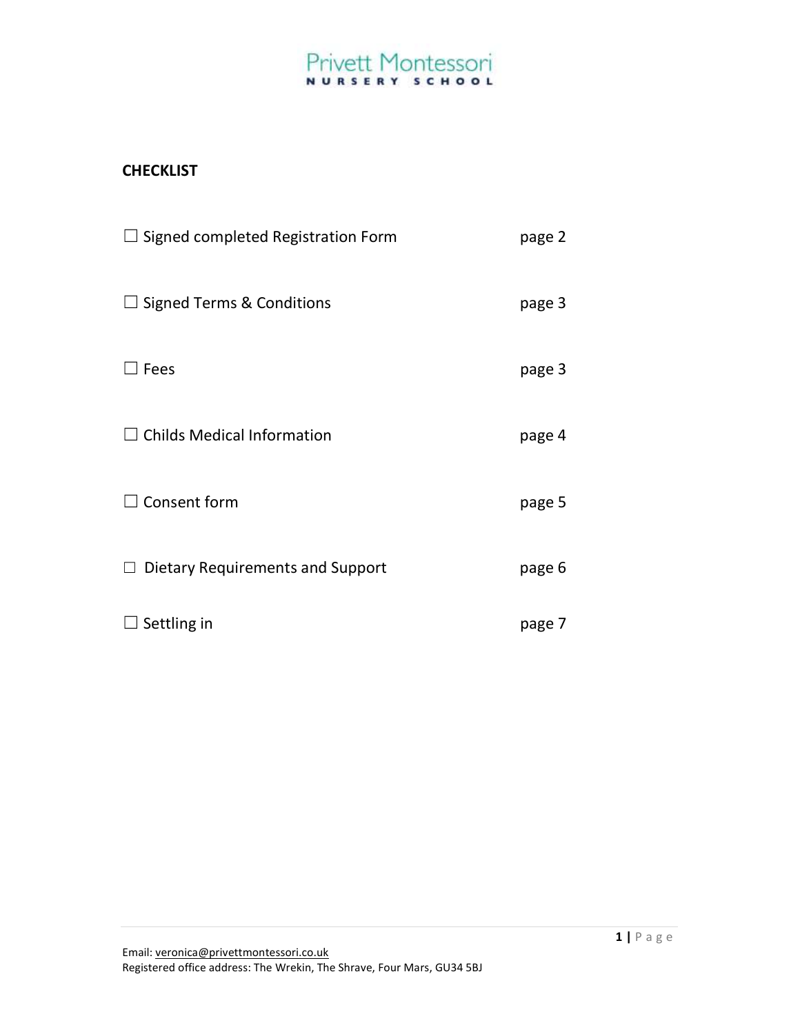Privett Montessori
NURSERY SCHOOL

**CHECKLIST**

| | |
|---|---|
| ☐ Signed completed Registration Form | page 2 |
| ☐ Signed Terms & Conditions | page 3 |
| ☐ Fees | page 3 |
| ☐ Childs Medical Information | page 4 |
| ☐ Consent form | page 5 |
| ☐ Dietary Requirements and Support | page 6 |
| ☐ Settling in | page 7 |

Email: veronica@privettmontessori.co.uk
Registered office address: The Wrekin, The Shrave, Four Mars, GU34 5BJ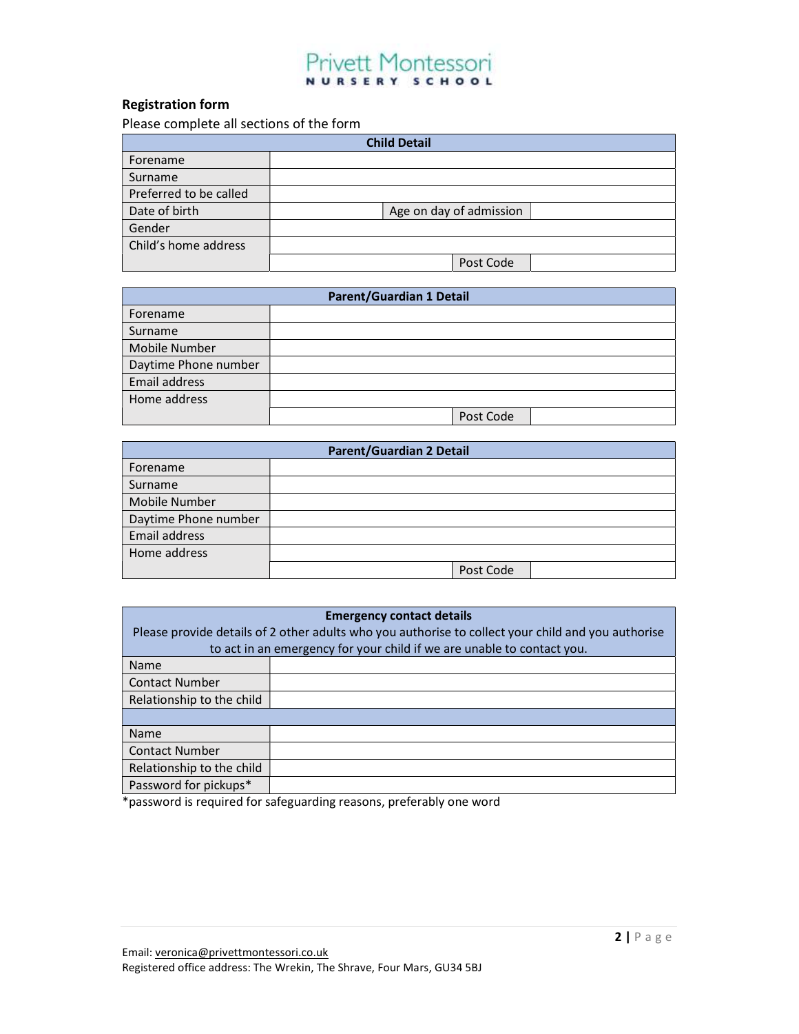# Privett Montessori
NURSERY SCHOOL

## Registration form

Please complete all sections of the form

| Child Detail | | | |
|---|---|---|---|
| Forename | | | |
| Surname | | | |
| Preferred to be called | | | |
| Date of birth | | Age on day of admission | |
| Gender | | | |
| Child's home address | | | |
| | | Post Code | |

| Parent/Guardian 1 Detail | | | |
|---|---|---|---|
| Forename | | | |
| Surname | | | |
| Mobile Number | | | |
| Daytime Phone number | | | |
| Email address | | | |
| Home address | | | |
| | | Post Code | |

| Parent/Guardian 2 Detail | | | |
|---|---|---|---|
| Forename | | | |
| Surname | | | |
| Mobile Number | | | |
| Daytime Phone number | | | |
| Email address | | | |
| Home address | | | |
| | | Post Code | |

| Emergency contact details<br>Please provide details of 2 other adults who you authorise to collect your child and you authorise to act in an emergency for your child if we are unable to contact you. | |
|---|---|
| Name | |
| Contact Number | |
| Relationship to the child | |
| | |
| Name | |
| Contact Number | |
| Relationship to the child | |
| Password for pickups* | |

*password is required for safeguarding reasons, preferably one word

Email: veronica@privettmontessori.co.uk
Registered office address: The Wrekin, The Shrave, Four Mars, GU34 5BJ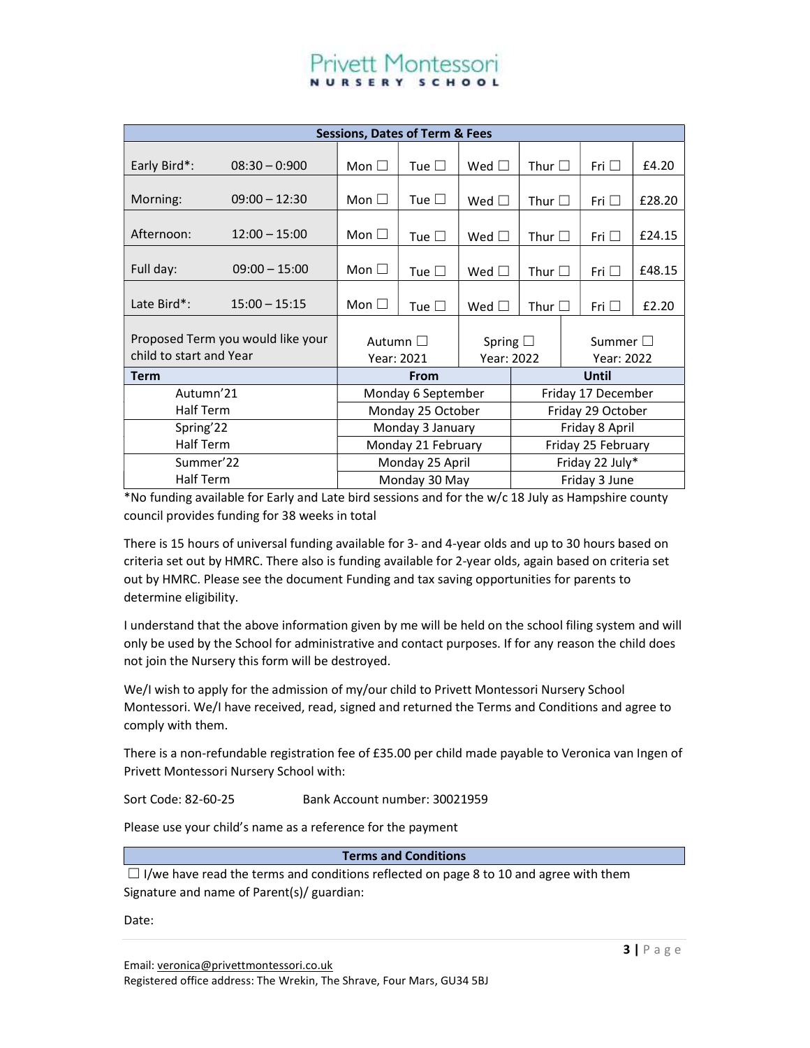# Privett Montessori
## NURSERY SCHOOL

| Sessions, Dates of Term & Fees | | | | | | |
|---|---|---|---|---|---|---|
| Early Bird*: 08:30 – 0:900 | Mon ☐ | Tue ☐ | Wed ☐ | Thur ☐ | Fri ☐ | £4.20 |
| Morning: 09:00 – 12:30 | Mon ☐ | Tue ☐ | Wed ☐ | Thur ☐ | Fri ☐ | £28.20 |
| Afternoon: 12:00 – 15:00 | Mon ☐ | Tue ☐ | Wed ☐ | Thur ☐ | Fri ☐ | £24.15 |
| Full day: 09:00 – 15:00 | Mon ☐ | Tue ☐ | Wed ☐ | Thur ☐ | Fri ☐ | £48.15 |
| Late Bird*: 15:00 – 15:15 | Mon ☐ | Tue ☐ | Wed ☐ | Thur ☐ | Fri ☐ | £2.20 |
| Proposed Term you would like your child to start and Year | Autumn ☐ Year: 2021 | | Spring ☐ Year: 2022 | | Summer ☐ Year: 2022 | |

| Term | From | Until |
|---|---|---|
| Autumn'21 | Monday 6 September | Friday 17 December |
| Half Term | Monday 25 October | Friday 29 October |
| Spring'22 | Monday 3 January | Friday 8 April |
| Half Term | Monday 21 February | Friday 25 February |
| Summer'22 | Monday 25 April | Friday 22 July* |
| Half Term | Monday 30 May | Friday 3 June |

*No funding available for Early and Late bird sessions and for the w/c 18 July as Hampshire county council provides funding for 38 weeks in total

There is 15 hours of universal funding available for 3- and 4-year olds and up to 30 hours based on criteria set out by HMRC. There also is funding available for 2-year olds, again based on criteria set out by HMRC. Please see the document Funding and tax saving opportunities for parents to determine eligibility.

I understand that the above information given by me will be held on the school filing system and will only be used by the School for administrative and contact purposes. If for any reason the child does not join the Nursery this form will be destroyed.

We/I wish to apply for the admission of my/our child to Privett Montessori Nursery School Montessori. We/I have received, read, signed and returned the Terms and Conditions and agree to comply with them.

There is a non-refundable registration fee of £35.00 per child made payable to Veronica van Ingen of Privett Montessori Nursery School with:

Sort Code: 82-60-25 Bank Account number: 30021959

Please use your child's name as a reference for the payment

| Terms and Conditions |
|---|

☐ I/we have read the terms and conditions reflected on page 8 to 10 and agree with them

Signature and name of Parent(s)/ guardian:

Date:

Email: veronica@privettmontessori.co.uk

Registered office address: The Wrekin, The Shrave, Four Mars, GU34 5BJ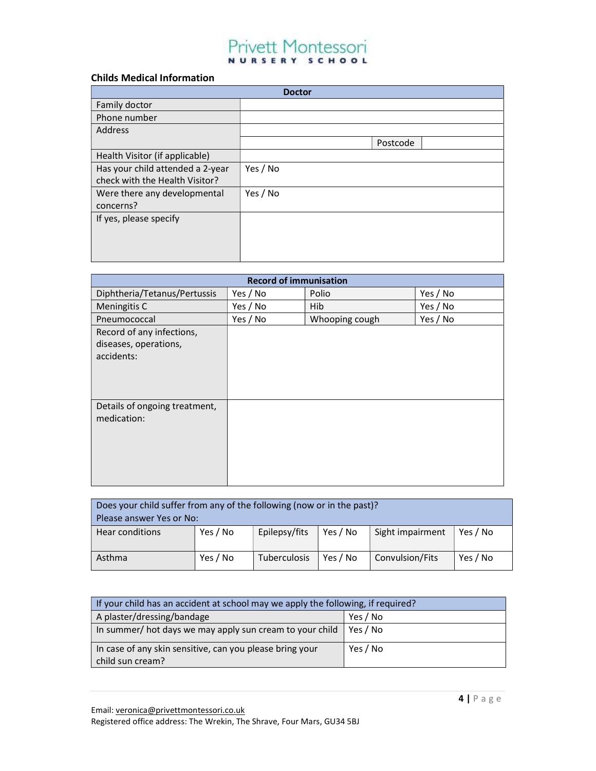Privett Montessori
NURSERY SCHOOL

**Childs Medical Information**

| Doctor | | | |
|---|---|---|---|
| Family doctor | | | |
| Phone number | | | |
| Address | | | |
| | | Postcode | |
| Health Visitor (if applicable) | | | |
| Has your child attended a 2-year check with the Health Visitor? | Yes / No | | |
| Were there any developmental concerns? | Yes / No | | |
| If yes, please specify | | | |

| Record of immunisation | | | |
|---|---|---|---|
| Diphtheria/Tetanus/Pertussis | Yes / No | Polio | Yes / No |
| Meningitis C | Yes / No | Hib | Yes / No |
| Pneumococcal | Yes / No | Whooping cough | Yes / No |
| Record of any infections, diseases, operations, accidents: | | | |
| Details of ongoing treatment, medication: | | | |

| Does your child suffer from any of the following (now or in the past)? Please answer Yes or No: | | | | | |
|---|---|---|---|---|---|
| Hear conditions | Yes / No | Epilepsy/fits | Yes / No | Sight impairment | Yes / No |
| Asthma | Yes / No | Tuberculosis | Yes / No | Convulsion/Fits | Yes / No |

| If your child has an accident at school may we apply the following, if required? | |
|---|---|
| A plaster/dressing/bandage | Yes / No |
| In summer/ hot days we may apply sun cream to your child | Yes / No |
| In case of any skin sensitive, can you please bring your child sun cream? | Yes / No |

Email: veronica@privettmontessori.co.uk
Registered office address: The Wrekin, The Shrave, Four Mars, GU34 5BJ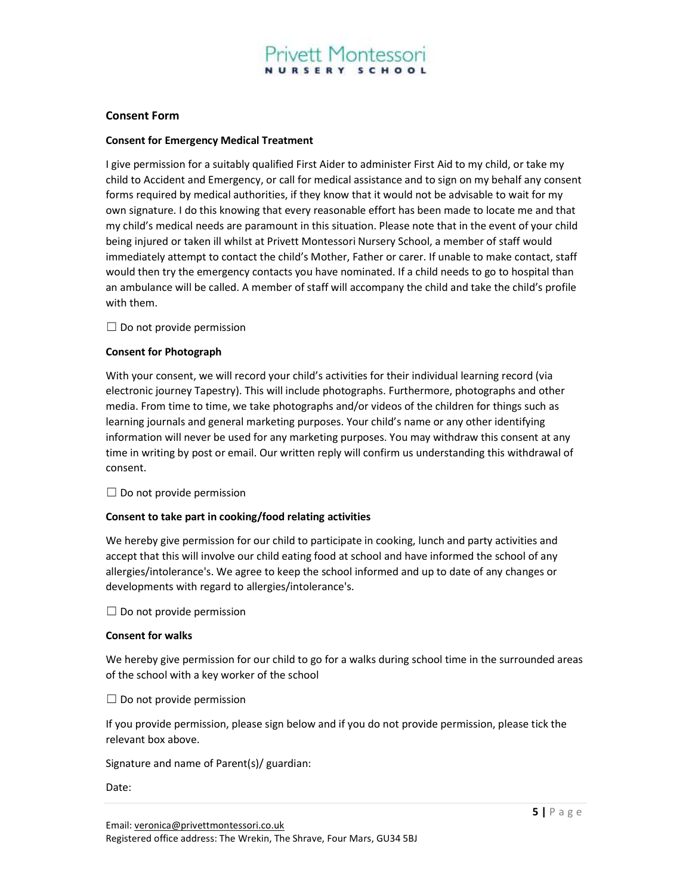## Consent Form

### Consent for Emergency Medical Treatment

I give permission for a suitably qualified First Aider to administer First Aid to my child, or take my child to Accident and Emergency, or call for medical assistance and to sign on my behalf any consent forms required by medical authorities, if they know that it would not be advisable to wait for my own signature. I do this knowing that every reasonable effort has been made to locate me and that my child's medical needs are paramount in this situation. Please note that in the event of your child being injured or taken ill whilst at Privett Montessori Nursery School, a member of staff would immediately attempt to contact the child's Mother, Father or carer. If unable to make contact, staff would then try the emergency contacts you have nominated. If a child needs to go to hospital than an ambulance will be called. A member of staff will accompany the child and take the child's profile with them.

☐ Do not provide permission

### Consent for Photograph

With your consent, we will record your child's activities for their individual learning record (via electronic journey Tapestry). This will include photographs. Furthermore, photographs and other media. From time to time, we take photographs and/or videos of the children for things such as learning journals and general marketing purposes. Your child's name or any other identifying information will never be used for any marketing purposes. You may withdraw this consent at any time in writing by post or email. Our written reply will confirm us understanding this withdrawal of consent.

☐ Do not provide permission

### Consent to take part in cooking/food relating activities

We hereby give permission for our child to participate in cooking, lunch and party activities and accept that this will involve our child eating food at school and have informed the school of any allergies/intolerance's. We agree to keep the school informed and up to date of any changes or developments with regard to allergies/intolerance's.

☐ Do not provide permission

### Consent for walks

We hereby give permission for our child to go for a walks during school time in the surrounded areas of the school with a key worker of the school

☐ Do not provide permission

If you provide permission, please sign below and if you do not provide permission, please tick the relevant box above.

Signature and name of Parent(s)/ guardian:

Date: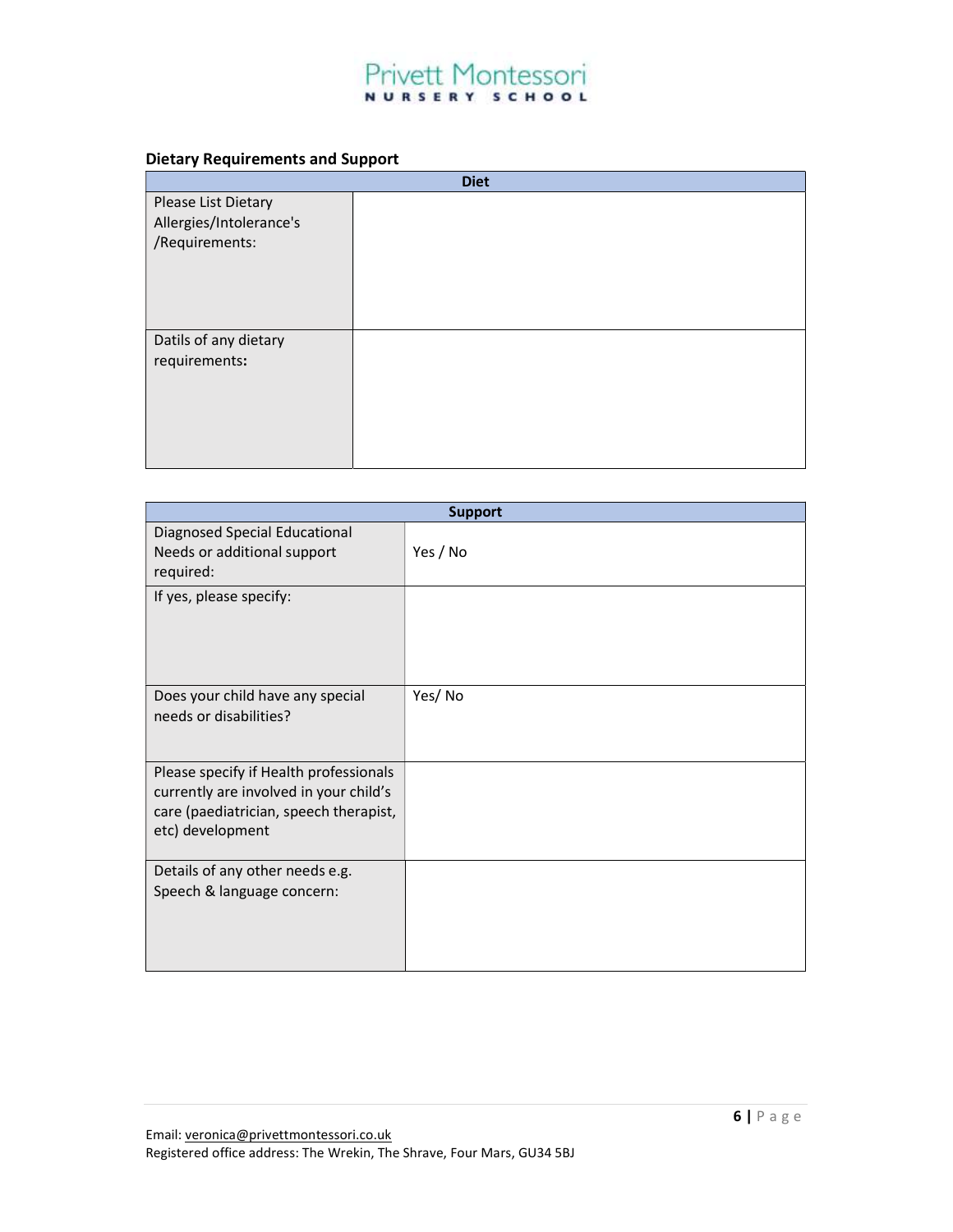## Dietary Requirements and Support

| Diet | |
|---|---|
| Please List Dietary Allergies/Intolerance's /Requirements: | |
| Datils of any dietary requirements**:** | |

| Support | |
|---|---|
| Diagnosed Special Educational Needs or additional support required: | Yes / No |
| If yes, please specify: | |
| Does your child have any special needs or disabilities? | Yes/ No |
| Please specify if Health professionals currently are involved in your child's care (paediatrician, speech therapist, etc) development | |
| Details of any other needs e.g. Speech & language concern: | |

Email: veronica@privettmontessori.co.uk
Registered office address: The Wrekin, The Shrave, Four Mars, GU34 5BJ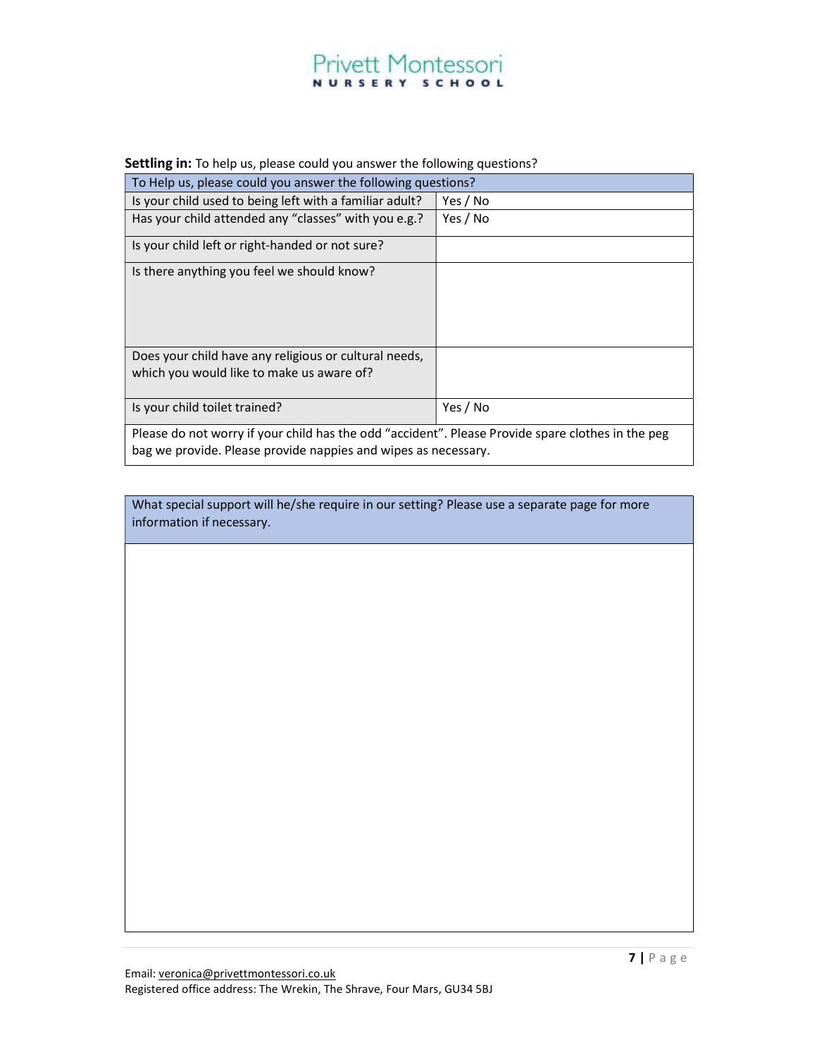**Settling in:** To help us, please could you answer the following questions?

| To Help us, please could you answer the following questions? | |
|---|---|
| Is your child used to being left with a familiar adult? | Yes / No |
| Has your child attended any "classes" with you e.g.? | Yes / No |
| Is your child left or right-handed or not sure? | |
| Is there anything you feel we should know? | |
| Does your child have any religious or cultural needs, which you would like to make us aware of? | |
| Is your child toilet trained? | Yes / No |
| Please do not worry if your child has the odd "accident". Please Provide spare clothes in the peg bag we provide. Please provide nappies and wipes as necessary. | |

| What special support will he/she require in our setting? Please use a separate page for more information if necessary. |
|---|
| |

Email: veronica@privettmontessori.co.uk
Registered office address: The Wrekin, The Shrave, Four Mars, GU34 5BJ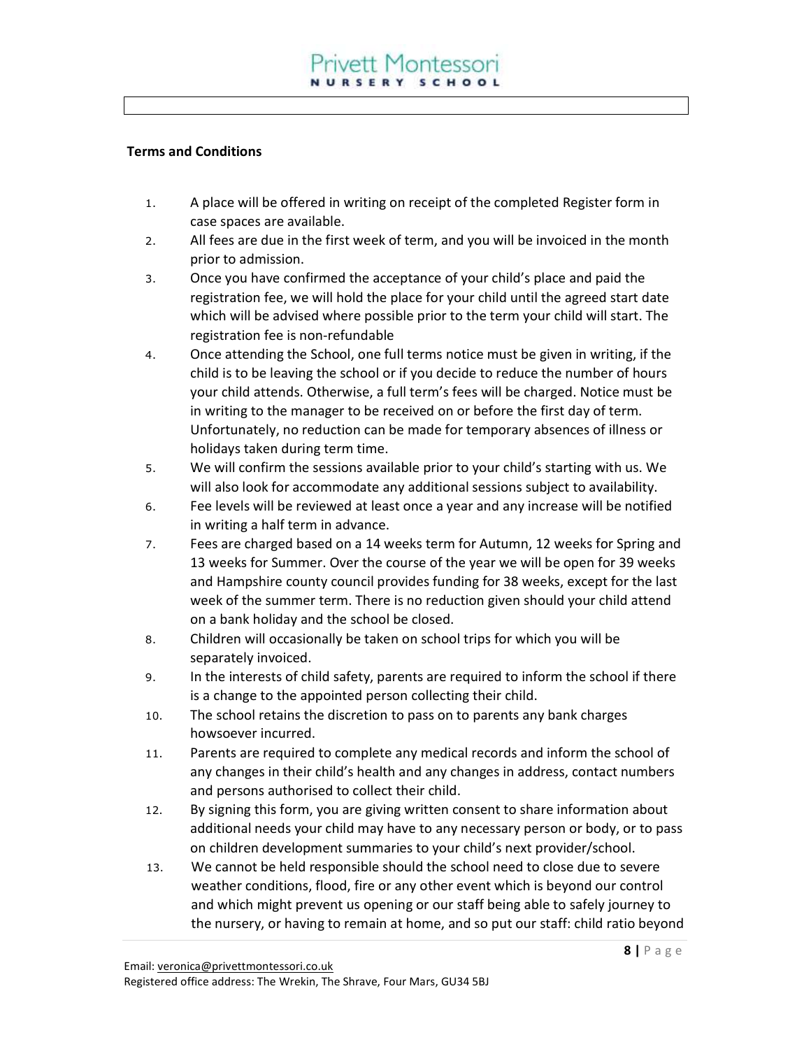**Terms and Conditions**

1. A place will be offered in writing on receipt of the completed Register form in case spaces are available.
2. All fees are due in the first week of term, and you will be invoiced in the month prior to admission.
3. Once you have confirmed the acceptance of your child's place and paid the registration fee, we will hold the place for your child until the agreed start date which will be advised where possible prior to the term your child will start. The registration fee is non-refundable
4. Once attending the School, one full terms notice must be given in writing, if the child is to be leaving the school or if you decide to reduce the number of hours your child attends. Otherwise, a full term's fees will be charged. Notice must be in writing to the manager to be received on or before the first day of term. Unfortunately, no reduction can be made for temporary absences of illness or holidays taken during term time.
5. We will confirm the sessions available prior to your child's starting with us. We will also look for accommodate any additional sessions subject to availability.
6. Fee levels will be reviewed at least once a year and any increase will be notified in writing a half term in advance.
7. Fees are charged based on a 14 weeks term for Autumn, 12 weeks for Spring and 13 weeks for Summer. Over the course of the year we will be open for 39 weeks and Hampshire county council provides funding for 38 weeks, except for the last week of the summer term. There is no reduction given should your child attend on a bank holiday and the school be closed.
8. Children will occasionally be taken on school trips for which you will be separately invoiced.
9. In the interests of child safety, parents are required to inform the school if there is a change to the appointed person collecting their child.
10. The school retains the discretion to pass on to parents any bank charges howsoever incurred.
11. Parents are required to complete any medical records and inform the school of any changes in their child's health and any changes in address, contact numbers and persons authorised to collect their child.
12. By signing this form, you are giving written consent to share information about additional needs your child may have to any necessary person or body, or to pass on children development summaries to your child's next provider/school.
13. We cannot be held responsible should the school need to close due to severe weather conditions, flood, fire or any other event which is beyond our control and which might prevent us opening or our staff being able to safely journey to the nursery, or having to remain at home, and so put our staff: child ratio beyond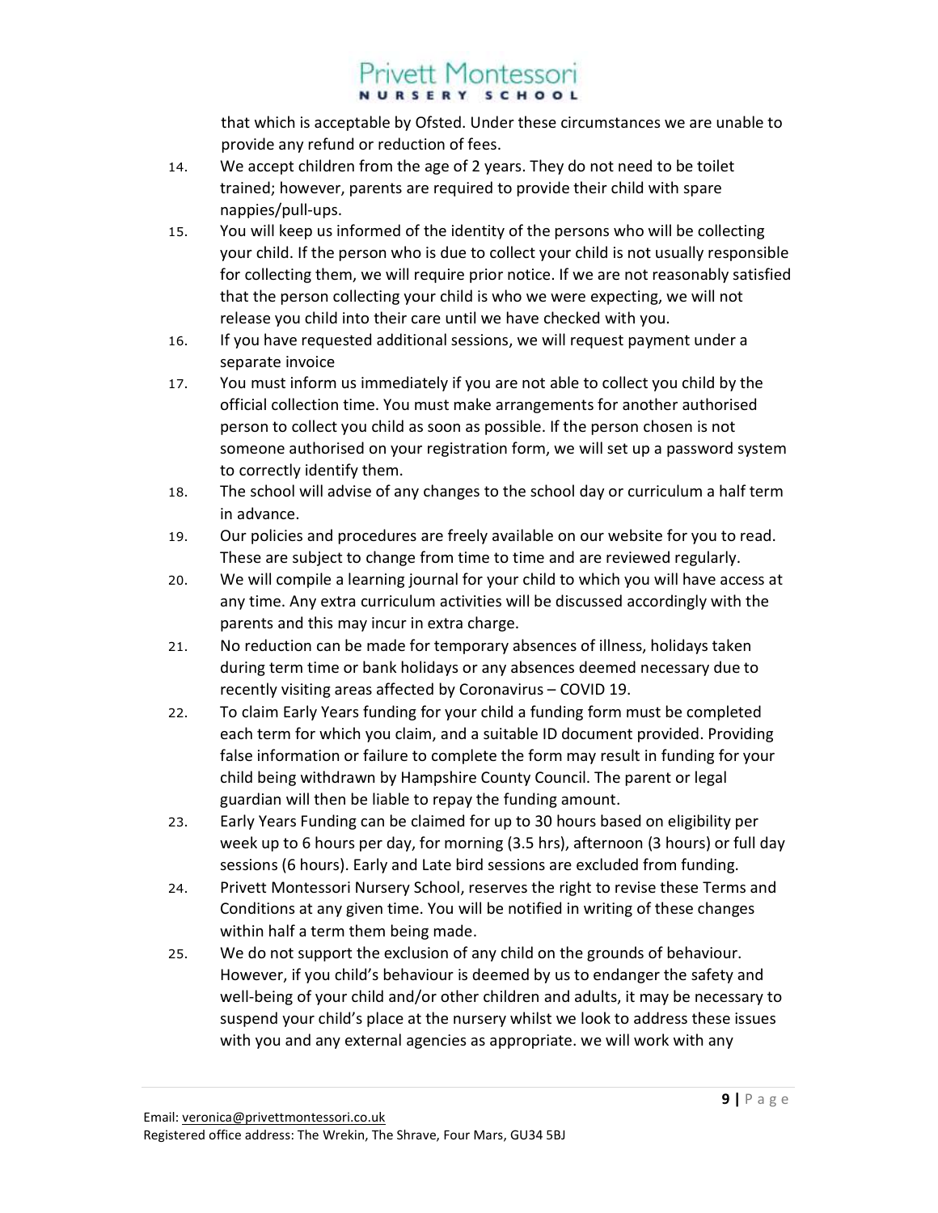that which is acceptable by Ofsted. Under these circumstances we are unable to provide any refund or reduction of fees.

14. We accept children from the age of 2 years. They do not need to be toilet trained; however, parents are required to provide their child with spare nappies/pull-ups.
15. You will keep us informed of the identity of the persons who will be collecting your child. If the person who is due to collect your child is not usually responsible for collecting them, we will require prior notice. If we are not reasonably satisfied that the person collecting your child is who we were expecting, we will not release you child into their care until we have checked with you.
16. If you have requested additional sessions, we will request payment under a separate invoice
17. You must inform us immediately if you are not able to collect you child by the official collection time. You must make arrangements for another authorised person to collect you child as soon as possible. If the person chosen is not someone authorised on your registration form, we will set up a password system to correctly identify them.
18. The school will advise of any changes to the school day or curriculum a half term in advance.
19. Our policies and procedures are freely available on our website for you to read. These are subject to change from time to time and are reviewed regularly.
20. We will compile a learning journal for your child to which you will have access at any time. Any extra curriculum activities will be discussed accordingly with the parents and this may incur in extra charge.
21. No reduction can be made for temporary absences of illness, holidays taken during term time or bank holidays or any absences deemed necessary due to recently visiting areas affected by Coronavirus – COVID 19.
22. To claim Early Years funding for your child a funding form must be completed each term for which you claim, and a suitable ID document provided. Providing false information or failure to complete the form may result in funding for your child being withdrawn by Hampshire County Council. The parent or legal guardian will then be liable to repay the funding amount.
23. Early Years Funding can be claimed for up to 30 hours based on eligibility per week up to 6 hours per day, for morning (3.5 hrs), afternoon (3 hours) or full day sessions (6 hours). Early and Late bird sessions are excluded from funding.
24. Privett Montessori Nursery School, reserves the right to revise these Terms and Conditions at any given time. You will be notified in writing of these changes within half a term them being made.
25. We do not support the exclusion of any child on the grounds of behaviour. However, if you child's behaviour is deemed by us to endanger the safety and well-being of your child and/or other children and adults, it may be necessary to suspend your child's place at the nursery whilst we look to address these issues with you and any external agencies as appropriate. we will work with any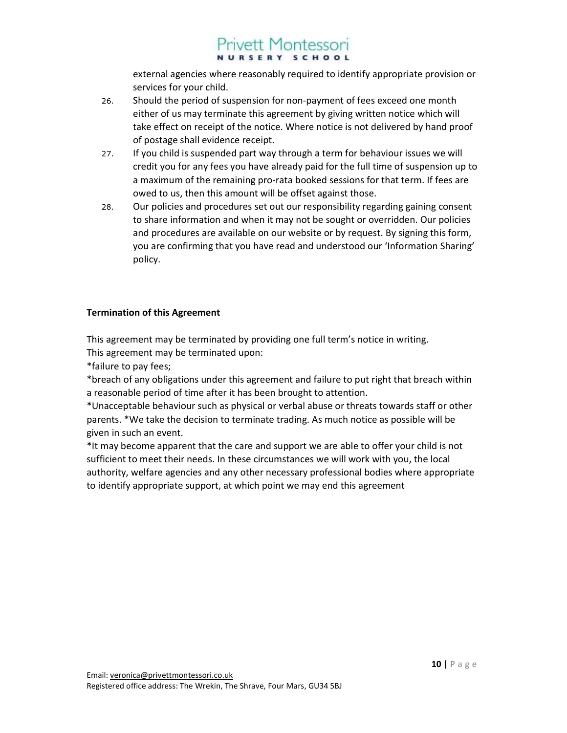external agencies where reasonably required to identify appropriate provision or services for your child.

26. Should the period of suspension for non-payment of fees exceed one month either of us may terminate this agreement by giving written notice which will take effect on receipt of the notice. Where notice is not delivered by hand proof of postage shall evidence receipt.
27. If you child is suspended part way through a term for behaviour issues we will credit you for any fees you have already paid for the full time of suspension up to a maximum of the remaining pro-rata booked sessions for that term. If fees are owed to us, then this amount will be offset against those.
28. Our policies and procedures set out our responsibility regarding gaining consent to share information and when it may not be sought or overridden. Our policies and procedures are available on our website or by request. By signing this form, you are confirming that you have read and understood our 'Information Sharing' policy.

**Termination of this Agreement**

This agreement may be terminated by providing one full term's notice in writing.
This agreement may be terminated upon:
*failure to pay fees;
*breach of any obligations under this agreement and failure to put right that breach within a reasonable period of time after it has been brought to attention.
*Unacceptable behaviour such as physical or verbal abuse or threats towards staff or other parents. *We take the decision to terminate trading. As much notice as possible will be given in such an event.
*It may become apparent that the care and support we are able to offer your child is not sufficient to meet their needs. In these circumstances we will work with you, the local authority, welfare agencies and any other necessary professional bodies where appropriate to identify appropriate support, at which point we may end this agreement